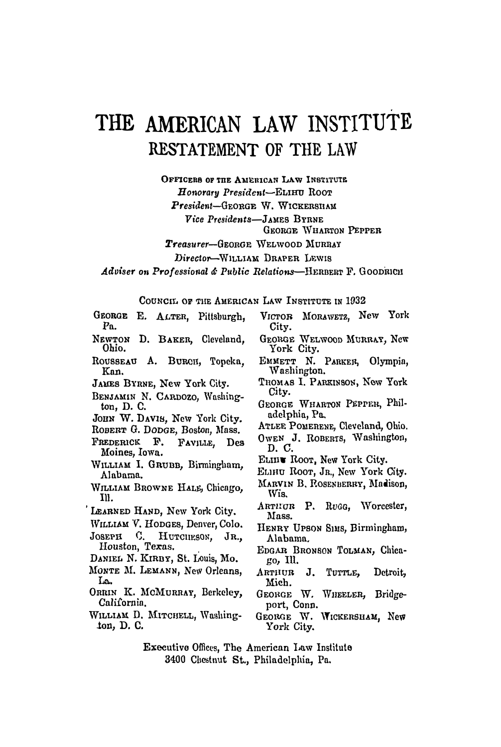# THE AMERICAN LAW INSTITUTE

## RESTATEMENT OF THE LAW

OFFICERS OF THE AMERICAN LAW INSTITUTE

*Honorary President*—ELIHU ROOT

*President*—GEORGE W. WICKERSHAM

*Vice Presidents*—JAMES BYRNE
GEORGE WHARTON PEPPER

*Treasurer*—GEORGE WELWOOD MURRAY

*Director*—WILLIAM DRAPER LEWIS

*Adviser on Professional & Public Relations*—HERBERT F. GOODRICH

COUNCIL OF THE AMERICAN LAW INSTITUTE IN 1932

GEORGE E. ALTER, Pittsburgh, Pa.
NEWTON D. BAKER, Cleveland, Ohio.
ROUSSEAU A. BURCH, Topeka, Kan.
JAMES BYRNE, New York City.
BENJAMIN N. CARDOZO, Washington, D. C.
JOHN W. DAVIS, New York City.
ROBERT G. DODGE, Boston, Mass.
FREDERICK F. FAVILLE, Des Moines, Iowa.
WILLIAM I. GRUBB, Birmingham, Alabama.
WILLIAM BROWNE HALE, Chicago, Ill.
LEARNED HAND, New York City.
WILLIAM V. HODGES, Denver, Colo.
JOSEPH C. HUTCHESON, JR., Houston, Texas.
DANIEL N. KIRBY, St. Louis, Mo.
MONTE M. LEMANN, New Orleans, La.
ORRIN K. MCMURRAY, Berkeley, California.
WILLIAM D. MITCHELL, Washington, D. C.
VICTOR MORAWETZ, New York City.
GEORGE WELWOOD MURRAY, New York City.
EMMETT N. PARKER, Olympia, Washington.
THOMAS I. PARKINSON, New York City.
GEORGE WHARTON PEPPER, Philadelphia, Pa.
ATLEE POMERENE, Cleveland, Ohio.
OWEN J. ROBERTS, Washington, D. C.
ELIHU ROOT, New York City.
ELIHU ROOT, JR., New York City.
MARVIN B. ROSENBERRY, Madison, Wis.
ARTHUR P. RUGG, Worcester, Mass.
HENRY UPSON SIMS, Birmingham, Alabama.
EDGAR BRONSON TOLMAN, Chicago, Ill.
ARTHUR J. TUTTLE, Detroit, Mich.
GEORGE W. WHEELER, Bridgeport, Conn.
GEORGE W. WICKERSHAM, New York City.

Executive Offices, The American Law Institute
3400 Chestnut St., Philadelphia, Pa.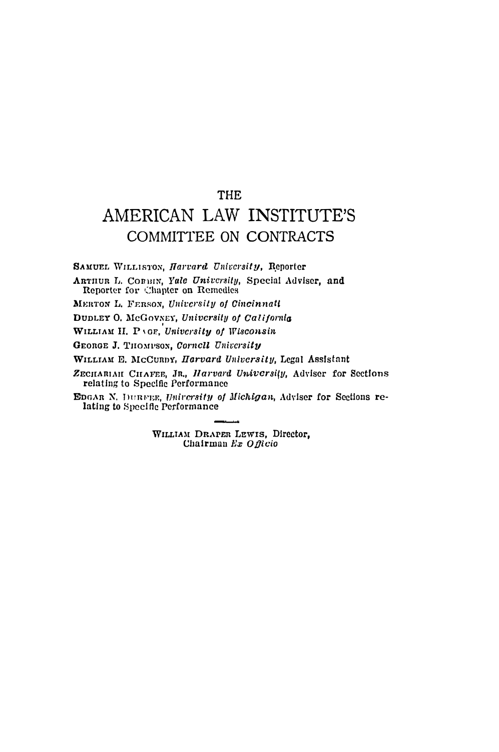# THE AMERICAN LAW INSTITUTE'S COMMITTEE ON CONTRACTS

SAMUEL WILLISTON, *Harvard University*, Reporter
ARTHUR L. CORBIN, *Yale University*, Special Adviser, and Reporter for Chapter on Remedies
MERTON L. FERSON, *University of Cincinnati*
DUDLEY O. McGOVNEY, *University of California*
WILLIAM H. PAGE, *University of Wisconsin*
GEORGE J. THOMPSON, *Cornell University*
WILLIAM E. McCURDY, *Harvard University*, Legal Assistant
ZECHARIAH CHAFEE, JR., *Harvard University*, Adviser for Sections relating to Specific Performance
EDGAR N. DURFEE, *University of Michigan*, Adviser for Sections relating to Specific Performance

WILLIAM DRAPER LEWIS, Director,
Chairman *Ex Officio*